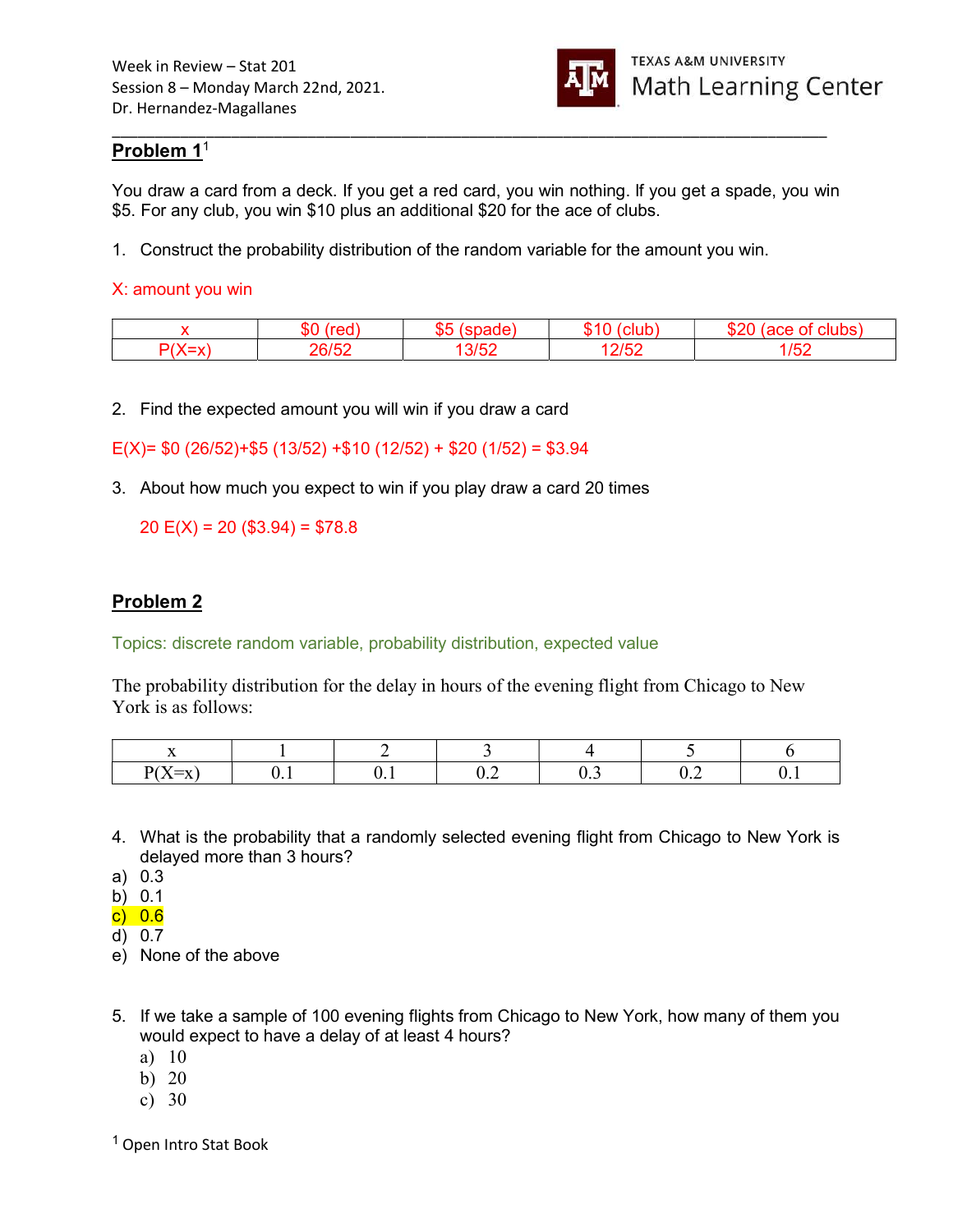Week in Review – Stat 201
Session 8 – Monday March 22nd, 2021.
Dr. Hernandez-Magallanes

TEXAS A&M UNIVERSITY Math Learning Center

## Problem 1[1]

You draw a card from a deck. If you get a red card, you win nothing. If you get a spade, you win $5. For any club, you win $10 plus an additional $20 for the ace of clubs.

1. Construct the probability distribution of the random variable for the amount you win.

X: amount you win

| x | $0 (red) | $5 (spade) | $10 (club) | $20 (ace of clubs) |
|---|---|---|---|---|
| P(X=x) | 26/52 | 13/52 | 12/52 | 1/52 |

2. Find the expected amount you will win if you draw a card

E(X)= $0 (26/52)+$5 (13/52) +$10 (12/52) + $20 (1/52) = $3.94

3. About how much you expect to win if you play draw a card 20 times

   20 E(X) = 20 ($3.94) = $78.8

## Problem 2

Topics: discrete random variable, probability distribution, expected value

The probability distribution for the delay in hours of the evening flight from Chicago to New York is as follows:

| x | 1 | 2 | 3 | 4 | 5 | 6 |
|---|---|---|---|---|---|---|
| P(X=x) | 0.1 | 0.1 | 0.2 | 0.3 | 0.2 | 0.1 |

4. What is the probability that a randomly selected evening flight from Chicago to New York is delayed more than 3 hours?

a) 0.3
b) 0.1
c) 0.6
d) 0.7
e) None of the above

5. If we take a sample of 100 evening flights from Chicago to New York, how many of them you would expect to have a delay of at least 4 hours?
   a) 10
   b) 20
   c) 30

[1] Open Intro Stat Book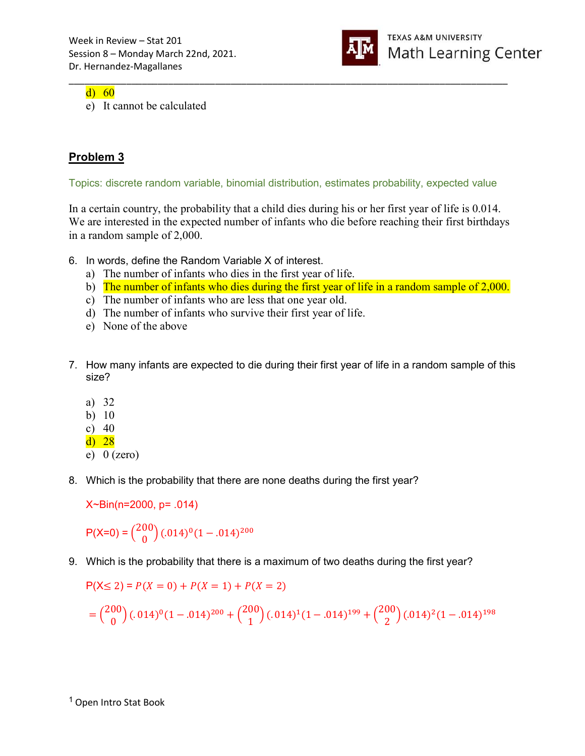d) 60
e) It cannot be calculated

## Problem 3

Topics: discrete random variable, binomial distribution, estimates probability, expected value

In a certain country, the probability that a child dies during his or her first year of life is 0.014. We are interested in the expected number of infants who die before reaching their first birthdays in a random sample of 2,000.

6. In words, define the Random Variable X of interest.
   a) The number of infants who dies in the first year of life.
   b) The number of infants who dies during the first year of life in a random sample of 2,000.
   c) The number of infants who are less that one year old.
   d) The number of infants who survive their first year of life.
   e) None of the above

7. How many infants are expected to die during their first year of life in a random sample of this size?

   a) 32
   b) 10
   c) 40
   d) 28
   e) 0 (zero)

8. Which is the probability that there are none deaths during the first year?

   X~Bin(n=2000, p= .014)

   P(X=0) = $\binom{200}{0}(.014)^0(1-.014)^{200}$

9. Which is the probability that there is a maximum of two deaths during the first year?

   P(X≤ 2) = $P(X=0) + P(X=1) + P(X=2)$

   $= \binom{200}{0}(.014)^0(1-.014)^{200} + \binom{200}{1}(.014)^1(1-.014)^{199} + \binom{200}{2}(.014)^2(1-.014)^{198}$

[1] Open Intro Stat Book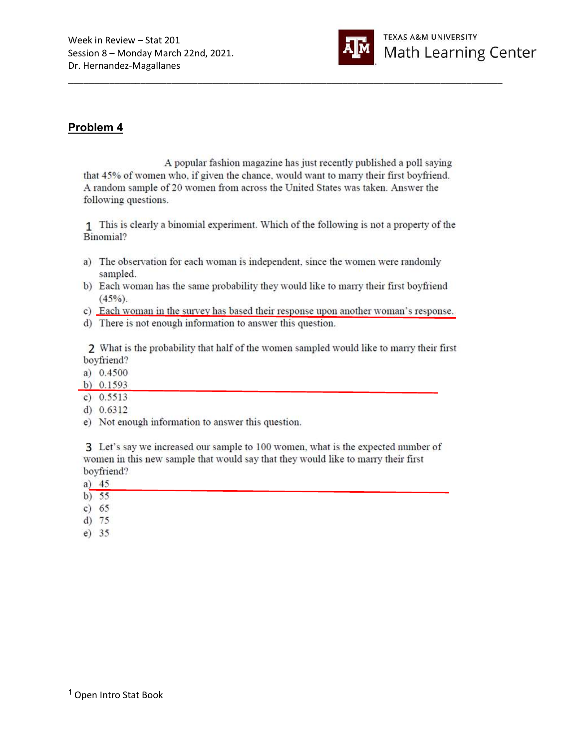## Problem 4

A popular fashion magazine has just recently published a poll saying that 45% of women who, if given the chance, would want to marry their first boyfriend. A random sample of 20 women from across the United States was taken. Answer the following questions.

1 This is clearly a binomial experiment. Which of the following is not a property of the Binomial?

a) The observation for each woman is independent, since the women were randomly sampled.
b) Each woman has the same probability they would like to marry their first boyfriend (45%).
c) Each woman in the survey has based their response upon another woman's response.
d) There is not enough information to answer this question.

2 What is the probability that half of the women sampled would like to marry their first boyfriend?

a) 0.4500
b) 0.1593
c) 0.5513
d) 0.6312
e) Not enough information to answer this question.

3 Let's say we increased our sample to 100 women, what is the expected number of women in this new sample that would say that they would like to marry their first boyfriend?

a) 45
b) 55
c) 65
d) 75
e) 35

[1] Open Intro Stat Book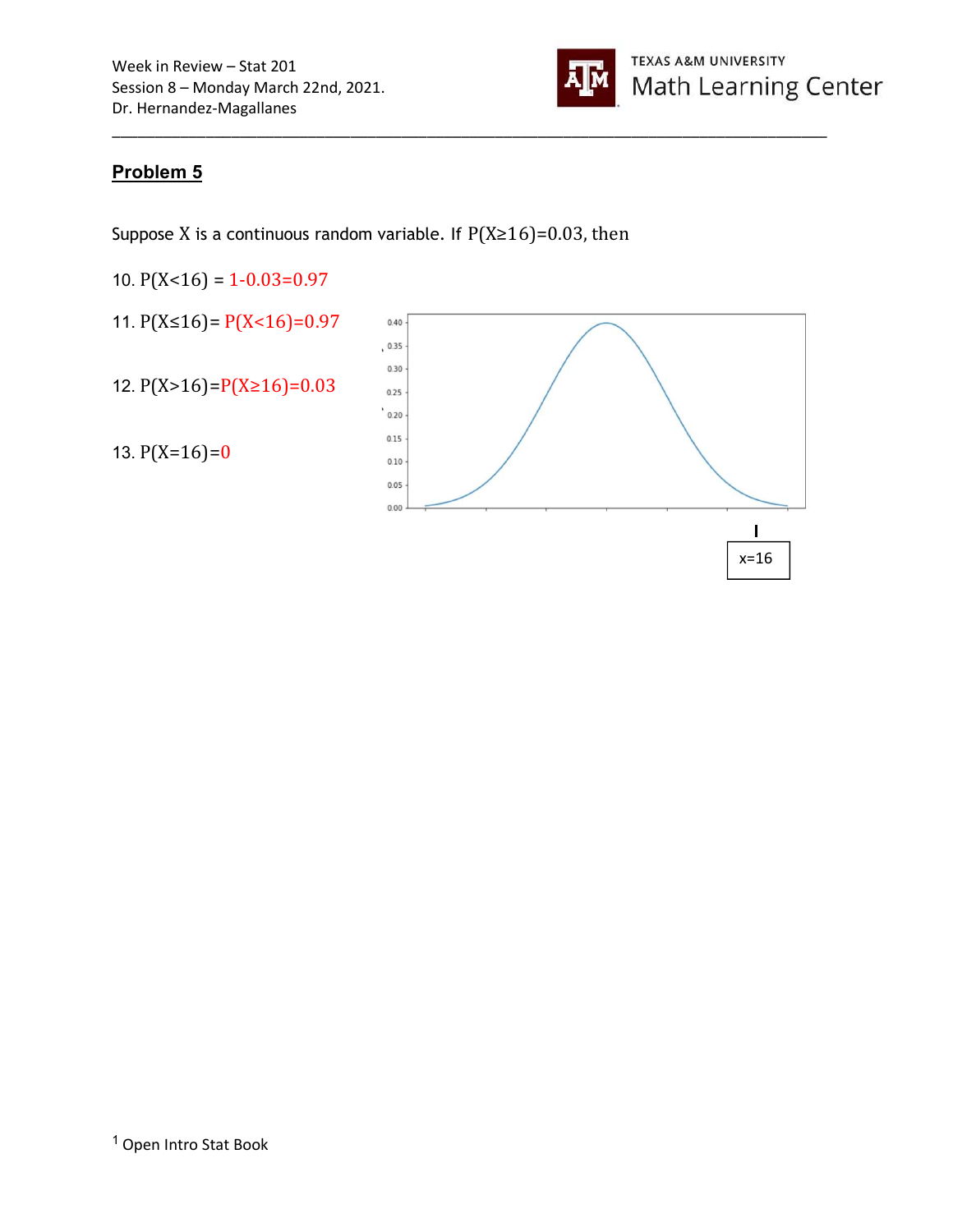## Problem 5

Suppose X is a continuous random variable. If $P(X \geq 16) = 0.03$, then

10. $P(X<16) = 1-0.03=0.97$

11. $P(X \leq 16) = P(X<16)=0.97$

12. $P(X>16)=P(X \geq 16)=0.03$

13. $P(X=16)=0$

0.40
0.35
0.30
0.25
0.20
0.15
0.10
0.05
0.00

x=16

[1] Open Intro Stat Book